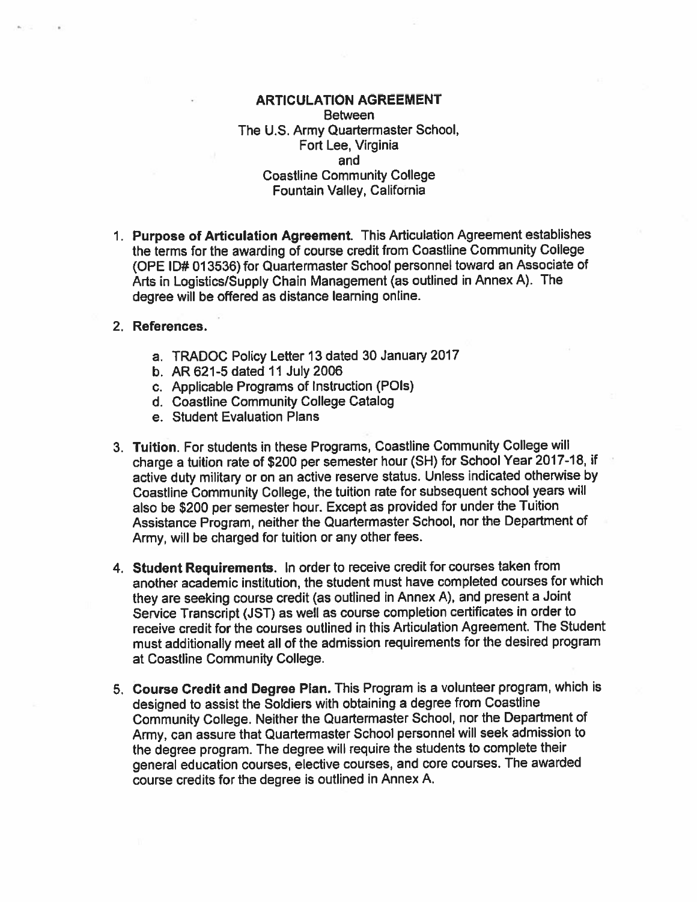# ARTICULATION AGREEMENT

Between
The U.S. Army Quartermaster School,
Fort Lee, Virginia
and
Coastline Community College
Fountain Valley, California

1. **Purpose of Articulation Agreement.** This Articulation Agreement establishes the terms for the awarding of course credit from Coastline Community College (OPE ID# 013536) for Quartermaster School personnel toward an Associate of Arts in Logistics/Supply Chain Management (as outlined in Annex A). The degree will be offered as distance learning online.

2. **References.**

    a. TRADOC Policy Letter 13 dated 30 January 2017
    b. AR 621-5 dated 11 July 2006
    c. Applicable Programs of Instruction (POIs)
    d. Coastline Community College Catalog
    e. Student Evaluation Plans

3. **Tuition.** For students in these Programs, Coastline Community College will charge a tuition rate of $200 per semester hour (SH) for School Year 2017-18, if active duty military or on an active reserve status. Unless indicated otherwise by Coastline Community College, the tuition rate for subsequent school years will also be $200 per semester hour. Except as provided for under the Tuition Assistance Program, neither the Quartermaster School, nor the Department of Army, will be charged for tuition or any other fees.

4. **Student Requirements.** In order to receive credit for courses taken from another academic institution, the student must have completed courses for which they are seeking course credit (as outlined in Annex A), and present a Joint Service Transcript (JST) as well as course completion certificates in order to receive credit for the courses outlined in this Articulation Agreement. The Student must additionally meet all of the admission requirements for the desired program at Coastline Community College.

5. **Course Credit and Degree Plan.** This Program is a volunteer program, which is designed to assist the Soldiers with obtaining a degree from Coastline Community College. Neither the Quartermaster School, nor the Department of Army, can assure that Quartermaster School personnel will seek admission to the degree program. The degree will require the students to complete their general education courses, elective courses, and core courses. The awarded course credits for the degree is outlined in Annex A.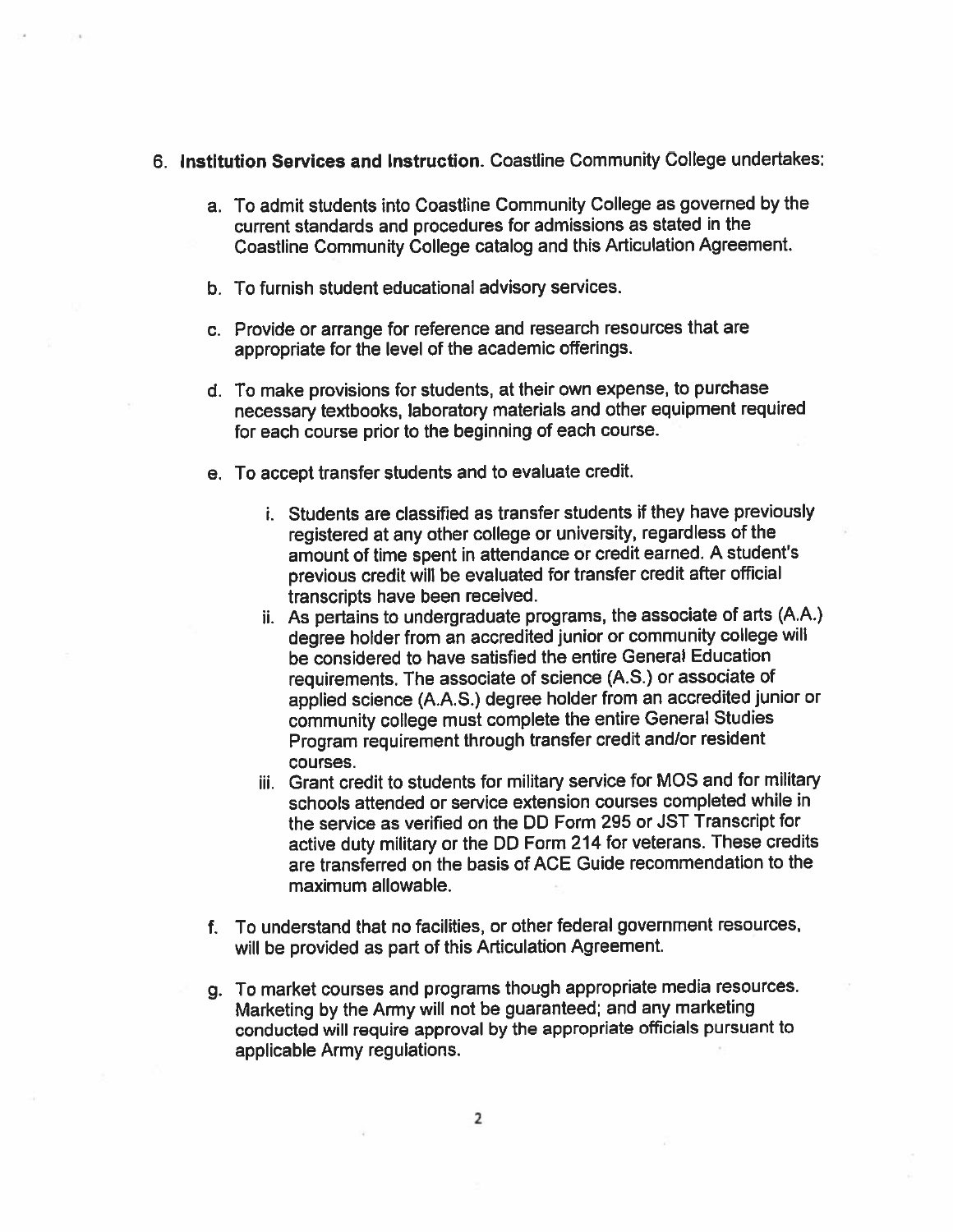6. **Institution Services and Instruction.** Coastline Community College undertakes:

    a. To admit students into Coastline Community College as governed by the current standards and procedures for admissions as stated in the Coastline Community College catalog and this Articulation Agreement.

    b. To furnish student educational advisory services.

    c. Provide or arrange for reference and research resources that are appropriate for the level of the academic offerings.

    d. To make provisions for students, at their own expense, to purchase necessary textbooks, laboratory materials and other equipment required for each course prior to the beginning of each course.

    e. To accept transfer students and to evaluate credit.

        i. Students are classified as transfer students if they have previously registered at any other college or university, regardless of the amount of time spent in attendance or credit earned. A student's previous credit will be evaluated for transfer credit after official transcripts have been received.

        ii. As pertains to undergraduate programs, the associate of arts (A.A.) degree holder from an accredited junior or community college will be considered to have satisfied the entire General Education requirements. The associate of science (A.S.) or associate of applied science (A.A.S.) degree holder from an accredited junior or community college must complete the entire General Studies Program requirement through transfer credit and/or resident courses.

        iii. Grant credit to students for military service for MOS and for military schools attended or service extension courses completed while in the service as verified on the DD Form 295 or JST Transcript for active duty military or the DD Form 214 for veterans. These credits are transferred on the basis of ACE Guide recommendation to the maximum allowable.

    f. To understand that no facilities, or other federal government resources, will be provided as part of this Articulation Agreement.

    g. To market courses and programs though appropriate media resources. Marketing by the Army will not be guaranteed; and any marketing conducted will require approval by the appropriate officials pursuant to applicable Army regulations.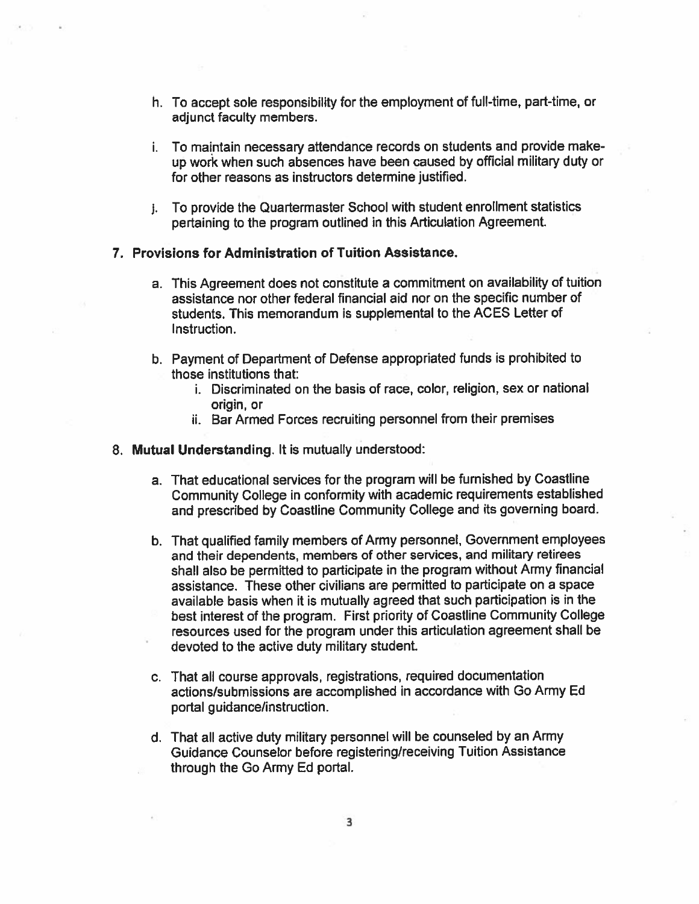h. To accept sole responsibility for the employment of full-time, part-time, or adjunct faculty members.

i. To maintain necessary attendance records on students and provide make-up work when such absences have been caused by official military duty or for other reasons as instructors determine justified.

j. To provide the Quartermaster School with student enrollment statistics pertaining to the program outlined in this Articulation Agreement.

**7. Provisions for Administration of Tuition Assistance.**

a. This Agreement does not constitute a commitment on availability of tuition assistance nor other federal financial aid nor on the specific number of students. This memorandum is supplemental to the ACES Letter of Instruction.

b. Payment of Department of Defense appropriated funds is prohibited to those institutions that:

   i. Discriminated on the basis of race, color, religion, sex or national origin, or
   
   ii. Bar Armed Forces recruiting personnel from their premises

8. **Mutual Understanding**. It is mutually understood:

a. That educational services for the program will be furnished by Coastline Community College in conformity with academic requirements established and prescribed by Coastline Community College and its governing board.

b. That qualified family members of Army personnel, Government employees and their dependents, members of other services, and military retirees shall also be permitted to participate in the program without Army financial assistance. These other civilians are permitted to participate on a space available basis when it is mutually agreed that such participation is in the best interest of the program. First priority of Coastline Community College resources used for the program under this articulation agreement shall be devoted to the active duty military student.

c. That all course approvals, registrations, required documentation actions/submissions are accomplished in accordance with Go Army Ed portal guidance/instruction.

d. That all active duty military personnel will be counseled by an Army Guidance Counselor before registering/receiving Tuition Assistance through the Go Army Ed portal.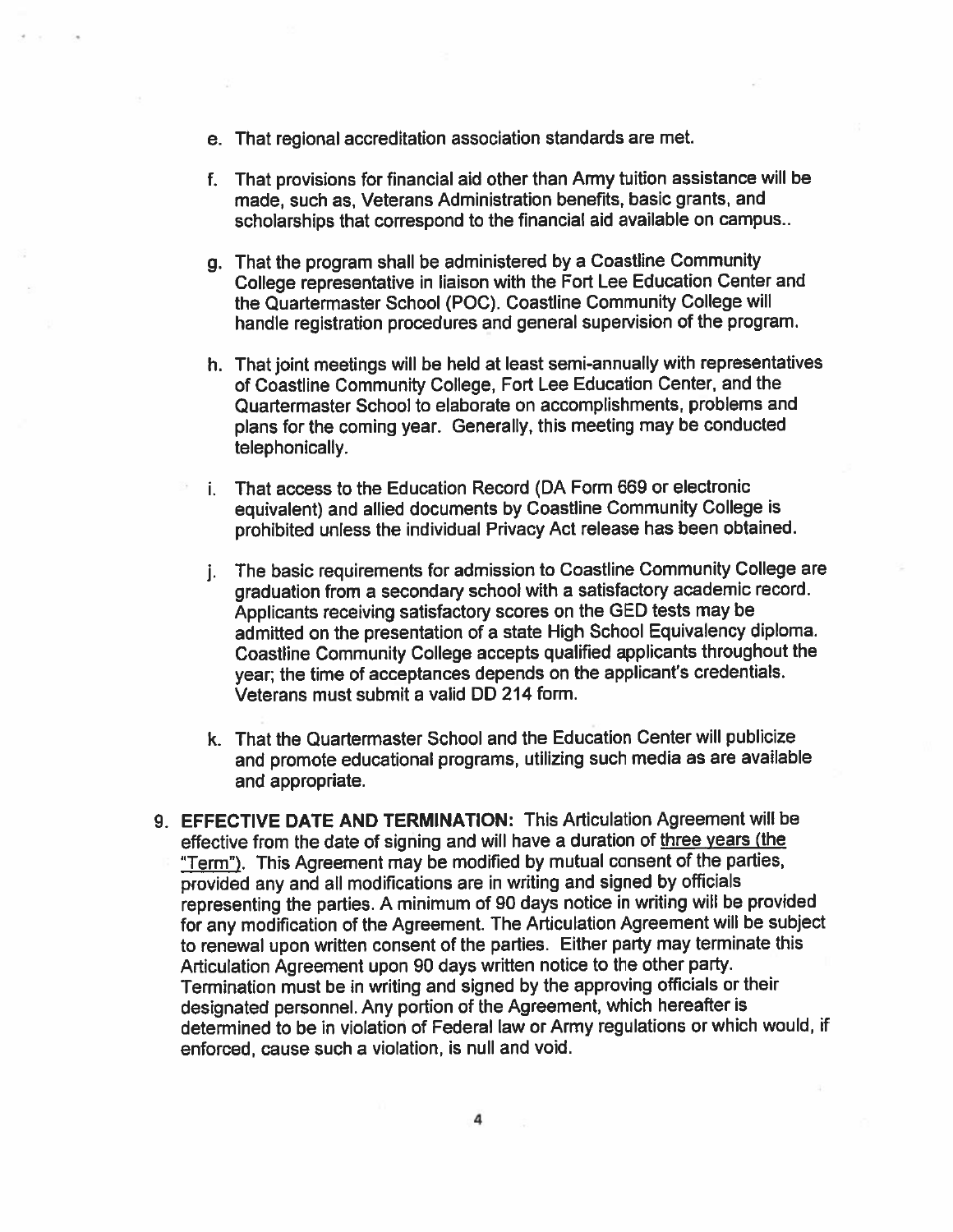e. That regional accreditation association standards are met.

f. That provisions for financial aid other than Army tuition assistance will be made, such as, Veterans Administration benefits, basic grants, and scholarships that correspond to the financial aid available on campus..

g. That the program shall be administered by a Coastline Community College representative in liaison with the Fort Lee Education Center and the Quartermaster School (POC). Coastline Community College will handle registration procedures and general supervision of the program.

h. That joint meetings will be held at least semi-annually with representatives of Coastline Community College, Fort Lee Education Center, and the Quartermaster School to elaborate on accomplishments, problems and plans for the coming year. Generally, this meeting may be conducted telephonically.

i. That access to the Education Record (DA Form 669 or electronic equivalent) and allied documents by Coastline Community College is prohibited unless the individual Privacy Act release has been obtained.

j. The basic requirements for admission to Coastline Community College are graduation from a secondary school with a satisfactory academic record. Applicants receiving satisfactory scores on the GED tests may be admitted on the presentation of a state High School Equivalency diploma. Coastline Community College accepts qualified applicants throughout the year; the time of acceptances depends on the applicant's credentials. Veterans must submit a valid DD 214 form.

k. That the Quartermaster School and the Education Center will publicize and promote educational programs, utilizing such media as are available and appropriate.

9. **EFFECTIVE DATE AND TERMINATION:** This Articulation Agreement will be effective from the date of signing and will have a duration of three years (the "Term"). This Agreement may be modified by mutual consent of the parties, provided any and all modifications are in writing and signed by officials representing the parties. A minimum of 90 days notice in writing will be provided for any modification of the Agreement. The Articulation Agreement will be subject to renewal upon written consent of the parties. Either party may terminate this Articulation Agreement upon 90 days written notice to the other party. Termination must be in writing and signed by the approving officials or their designated personnel. Any portion of the Agreement, which hereafter is determined to be in violation of Federal law or Army regulations or which would, if enforced, cause such a violation, is null and void.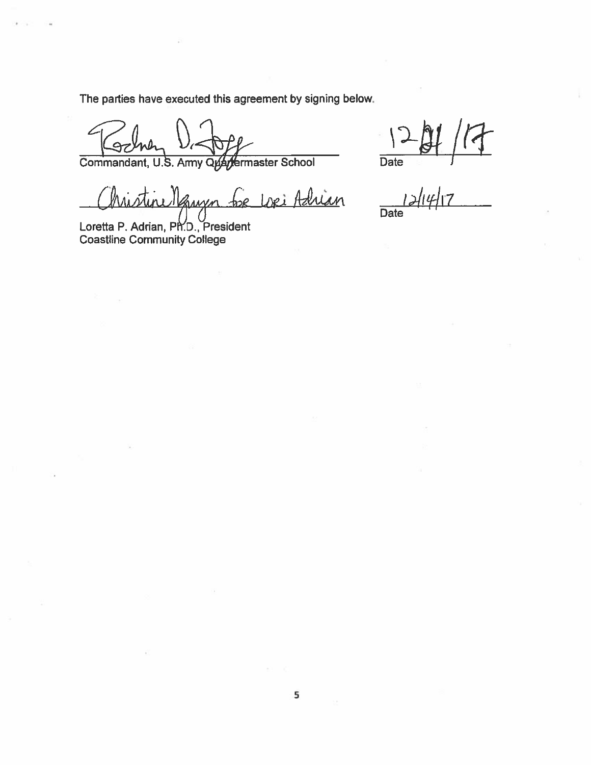The parties have executed this agreement by signing below.

Rodney D. Fogg
Commandant, U.S. Army Quartermaster School

12/04/17
Date

Christine Nguyen for Lori Adrian
Loretta P. Adrian, Ph.D., President
Coastline Community College

12/14/17
Date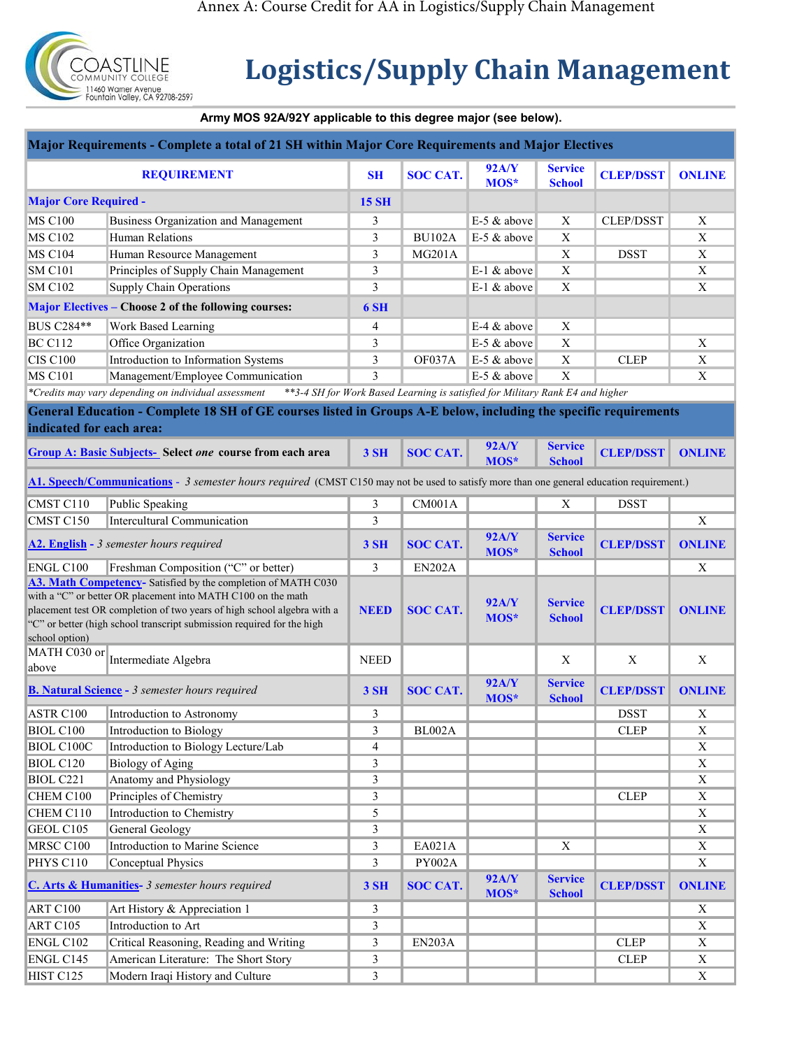Annex A: Course Credit for AA in Logistics/Supply Chain Management

COASTLINE COMMUNITY COLLEGE
11460 Warner Avenue
Fountain Valley, CA 92708-2597

# Logistics/Supply Chain Management

**Army MOS 92A/92Y applicable to this degree major (see below).**

| **Major Requirements - Complete a total of 21 SH within Major Core Requirements and Major Electives** | | | | | | | |
|---|---|---|---|---|---|---|---|
| **REQUIREMENT** | | **SH** | **SOC CAT.** | **92A/Y MOS*** | **Service School** | **CLEP/DSST** | **ONLINE** |
| **Major Core Required -** | | **15 SH** | | | | | |
| MS C100 | Business Organization and Management | 3 | | E-5 & above | X | CLEP/DSST | X |
| MS C102 | Human Relations | 3 | BU102A | E-5 & above | X | | X |
| MS C104 | Human Resource Management | 3 | MG201A | | X | DSST | X |
| SM C101 | Principles of Supply Chain Management | 3 | | E-1 & above | X | | X |
| SM C102 | Supply Chain Operations | 3 | | E-1 & above | X | | X |
| **Major Electives – Choose 2 of the following courses:** | | **6 SH** | | | | | |
| BUS C284** | Work Based Learning | 4 | | E-4 & above | X | | |
| BC C112 | Office Organization | 3 | | E-5 & above | X | | X |
| CIS C100 | Introduction to Information Systems | 3 | OF037A | E-5 & above | X | CLEP | X |
| MS C101 | Management/Employee Communication | 3 | | E-5 & above | X | | X |

*\*Credits may vary depending on individual assessment* *\*\*3-4 SH for Work Based Learning is satisfied for Military Rank E4 and higher*

| **General Education - Complete 18 SH of GE courses listed in Groups A-E below, including the specific requirements indicated for each area:** | | | | | | | |
|---|---|---|---|---|---|---|---|
| **Group A: Basic Subjects- Select *one* course from each area** | | **3 SH** | **SOC CAT.** | **92A/Y MOS*** | **Service School** | **CLEP/DSST** | **ONLINE** |
| **A1. Speech/Communications** - *3 semester hours required* (CMST C150 may not be used to satisfy more than one general education requirement.) | | | | | | | |
| CMST C110 | Public Speaking | 3 | CM001A | | X | DSST | |
| CMST C150 | Intercultural Communication | 3 | | | | | X |
| **A2. English** - *3 semester hours required* | | **3 SH** | **SOC CAT.** | **92A/Y MOS*** | **Service School** | **CLEP/DSST** | **ONLINE** |
| ENGL C100 | Freshman Composition ("C" or better) | 3 | EN202A | | | | X |
| **A3. Math Competency**- Satisfied by the completion of MATH C030 with a "C" or better OR placement into MATH C100 on the math placement test OR completion of two years of high school algebra with a "C" or better (high school transcript submission required for the high school option) | | **NEED** | **SOC CAT.** | **92A/Y MOS*** | **Service School** | **CLEP/DSST** | **ONLINE** |
| MATH C030 or above | Intermediate Algebra | NEED | | | X | X | X |
| **B. Natural Science** - *3 semester hours required* | | **3 SH** | **SOC CAT.** | **92A/Y MOS*** | **Service School** | **CLEP/DSST** | **ONLINE** |
| ASTR C100 | Introduction to Astronomy | 3 | | | | DSST | X |
| BIOL C100 | Introduction to Biology | 3 | BL002A | | | CLEP | X |
| BIOL C100C | Introduction to Biology Lecture/Lab | 4 | | | | | X |
| BIOL C120 | Biology of Aging | 3 | | | | | X |
| BIOL C221 | Anatomy and Physiology | 3 | | | | | X |
| CHEM C100 | Principles of Chemistry | 3 | | | | CLEP | X |
| CHEM C110 | Introduction to Chemistry | 5 | | | | | X |
| GEOL C105 | General Geology | 3 | | | | | X |
| MRSC C100 | Introduction to Marine Science | 3 | EA021A | | X | | X |
| PHYS C110 | Conceptual Physics | 3 | PY002A | | | | X |
| **C. Arts & Humanities**- *3 semester hours required* | | **3 SH** | **SOC CAT.** | **92A/Y MOS*** | **Service School** | **CLEP/DSST** | **ONLINE** |
| ART C100 | Art History & Appreciation 1 | 3 | | | | | X |
| ART C105 | Introduction to Art | 3 | | | | | X |
| ENGL C102 | Critical Reasoning, Reading and Writing | 3 | EN203A | | | CLEP | X |
| ENGL C145 | American Literature: The Short Story | 3 | | | | CLEP | X |
| HIST C125 | Modern Iraqi History and Culture | 3 | | | | | X |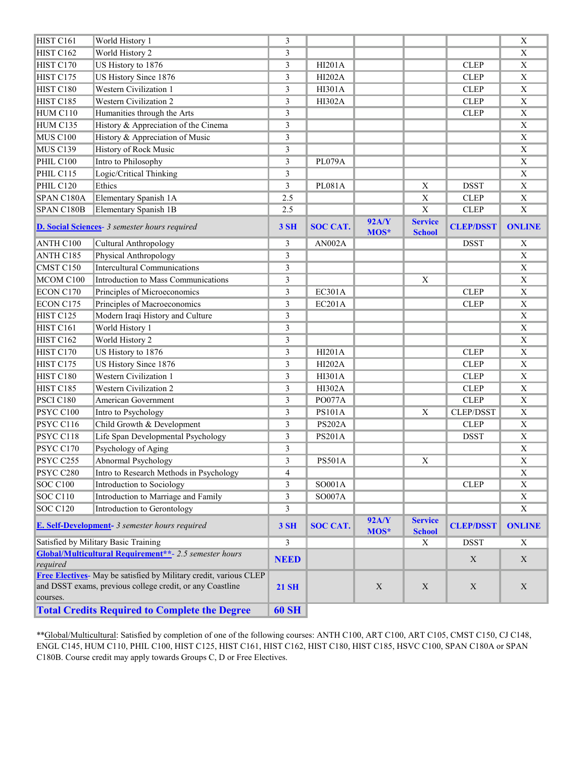| | | | | | | | |
|---|---|---|---|---|---|---|---|
| HIST C161 | World History 1 | 3 | | | | | X |
| HIST C162 | World History 2 | 3 | | | | | X |
| HIST C170 | US History to 1876 | 3 | HI201A | | | CLEP | X |
| HIST C175 | US History Since 1876 | 3 | HI202A | | | CLEP | X |
| HIST C180 | Western Civilization 1 | 3 | HI301A | | | CLEP | X |
| HIST C185 | Western Civilization 2 | 3 | HI302A | | | CLEP | X |
| HUM C110 | Humanities through the Arts | 3 | | | | CLEP | X |
| HUM C135 | History & Appreciation of the Cinema | 3 | | | | | X |
| MUS C100 | History & Appreciation of Music | 3 | | | | | X |
| MUS C139 | History of Rock Music | 3 | | | | | X |
| PHIL C100 | Intro to Philosophy | 3 | PL079A | | | | X |
| PHIL C115 | Logic/Critical Thinking | 3 | | | | | X |
| PHIL C120 | Ethics | 3 | PL081A | | X | DSST | X |
| SPAN C180A | Elementary Spanish 1A | 2.5 | | | X | CLEP | X |
| SPAN C180B | Elementary Spanish 1B | 2.5 | | | X | CLEP | X |
| **D. Social Sciences**- *3 semester hours required* | | **3 SH** | **SOC CAT.** | **92A/Y MOS*** | **Service School** | **CLEP/DSST** | **ONLINE** |
| ANTH C100 | Cultural Anthropology | 3 | AN002A | | | DSST | X |
| ANTH C185 | Physical Anthropology | 3 | | | | | X |
| CMST C150 | Intercultural Communications | 3 | | | | | X |
| MCOM C100 | Introduction to Mass Communications | 3 | | | X | | X |
| ECON C170 | Principles of Microeconomics | 3 | EC301A | | | CLEP | X |
| ECON C175 | Principles of Macroeconomics | 3 | EC201A | | | CLEP | X |
| HIST C125 | Modern Iraqi History and Culture | 3 | | | | | X |
| HIST C161 | World History 1 | 3 | | | | | X |
| HIST C162 | World History 2 | 3 | | | | | X |
| HIST C170 | US History to 1876 | 3 | HI201A | | | CLEP | X |
| HIST C175 | US History Since 1876 | 3 | HI202A | | | CLEP | X |
| HIST C180 | Western Civilization 1 | 3 | HI301A | | | CLEP | X |
| HIST C185 | Western Civilization 2 | 3 | HI302A | | | CLEP | X |
| PSCI C180 | American Government | 3 | PO077A | | | CLEP | X |
| PSYC C100 | Intro to Psychology | 3 | PS101A | | X | CLEP/DSST | X |
| PSYC C116 | Child Growth & Development | 3 | PS202A | | | CLEP | X |
| PSYC C118 | Life Span Developmental Psychology | 3 | PS201A | | | DSST | X |
| PSYC C170 | Psychology of Aging | 3 | | | | | X |
| PSYC C255 | Abnormal Psychology | 3 | PS501A | | X | | X |
| PSYC C280 | Intro to Research Methods in Psychology | 4 | | | | | X |
| SOC C100 | Introduction to Sociology | 3 | SO001A | | | CLEP | X |
| SOC C110 | Introduction to Marriage and Family | 3 | SO007A | | | | X |
| SOC C120 | Introduction to Gerontology | 3 | | | | | X |
| **E. Self-Development**- *3 semester hours required* | | **3 SH** | **SOC CAT.** | **92A/Y MOS*** | **Service School** | **CLEP/DSST** | **ONLINE** |
| Satisfied by Military Basic Training | | 3 | | | X | DSST | X |
| **Global/Multicultural Requirement****- *2.5 semester hours required* | | **NEED** | | | | X | X |
| **Free Electives**- May be satisfied by Military credit, various CLEP and DSST exams, previous college credit, or any Coastline courses. | | **21 SH** | | X | X | X | X |
| **Total Credits Required to Complete the Degree** | | **60 SH** | | | | | |

**Global/Multicultural: Satisfied by completion of one of the following courses: ANTH C100, ART C100, ART C105, CMST C150, CJ C148, ENGL C145, HUM C110, PHIL C100, HIST C125, HIST C161, HIST C162, HIST C180, HIST C185, HSVC C100, SPAN C180A or SPAN C180B. Course credit may apply towards Groups C, D or Free Electives.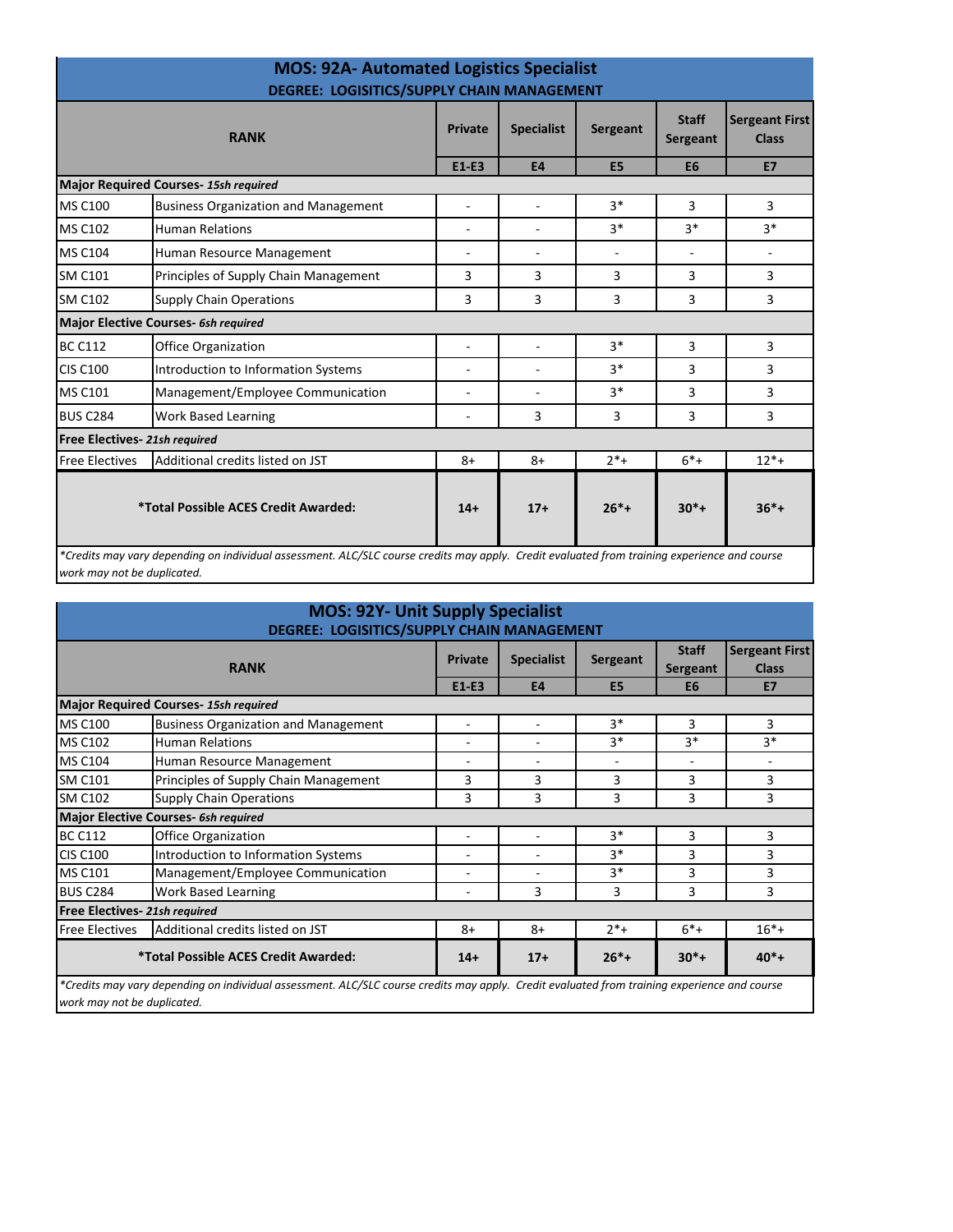## MOS: 92A- Automated Logistics Specialist

### DEGREE: LOGISITICS/SUPPLY CHAIN MANAGEMENT

| RANK | | Private | Specialist | Sergeant | Staff Sergeant | Sergeant First Class |
|---|---|---|---|---|---|---|
| | | E1-E3 | E4 | E5 | E6 | E7 |
| **Major Required Courses-** ***15sh required*** | | | | | | |
| MS C100 | Business Organization and Management | - | - | 3* | 3 | 3 |
| MS C102 | Human Relations | - | - | 3* | 3* | 3* |
| MS C104 | Human Resource Management | - | - | - | - | - |
| SM C101 | Principles of Supply Chain Management | 3 | 3 | 3 | 3 | 3 |
| SM C102 | Supply Chain Operations | 3 | 3 | 3 | 3 | 3 |
| **Major Elective Courses-** ***6sh required*** | | | | | | |
| BC C112 | Office Organization | - | - | 3* | 3 | 3 |
| CIS C100 | Introduction to Information Systems | - | - | 3* | 3 | 3 |
| MS C101 | Management/Employee Communication | - | - | 3* | 3 | 3 |
| BUS C284 | Work Based Learning | - | 3 | 3 | 3 | 3 |
| **Free Electives-** ***21sh required*** | | | | | | |
| Free Electives | Additional credits listed on JST | 8+ | 8+ | 2*+ | 6*+ | 12*+ |
| **\*Total Possible ACES Credit Awarded:** | | **14+** | **17+** | **26*+** | **30*+** | **36*+** |

*\*Credits may vary depending on individual assessment. ALC/SLC course credits may apply. Credit evaluated from training experience and course work may not be duplicated.*

## MOS: 92Y- Unit Supply Specialist

### DEGREE: LOGISITICS/SUPPLY CHAIN MANAGEMENT

| RANK | | Private | Specialist | Sergeant | Staff Sergeant | Sergeant First Class |
|---|---|---|---|---|---|---|
| | | E1-E3 | E4 | E5 | E6 | E7 |
| **Major Required Courses-** ***15sh required*** | | | | | | |
| MS C100 | Business Organization and Management | - | - | 3* | 3 | 3 |
| MS C102 | Human Relations | - | - | 3* | 3* | 3* |
| MS C104 | Human Resource Management | - | - | - | - | - |
| SM C101 | Principles of Supply Chain Management | 3 | 3 | 3 | 3 | 3 |
| SM C102 | Supply Chain Operations | 3 | 3 | 3 | 3 | 3 |
| **Major Elective Courses-** ***6sh required*** | | | | | | |
| BC C112 | Office Organization | - | - | 3* | 3 | 3 |
| CIS C100 | Introduction to Information Systems | - | - | 3* | 3 | 3 |
| MS C101 | Management/Employee Communication | - | - | 3* | 3 | 3 |
| BUS C284 | Work Based Learning | - | 3 | 3 | 3 | 3 |
| **Free Electives-** ***21sh required*** | | | | | | |
| Free Electives | Additional credits listed on JST | 8+ | 8+ | 2*+ | 6*+ | 16*+ |
| **\*Total Possible ACES Credit Awarded:** | | **14+** | **17+** | **26*+** | **30*+** | **40*+** |

*\*Credits may vary depending on individual assessment. ALC/SLC course credits may apply. Credit evaluated from training experience and course work may not be duplicated.*